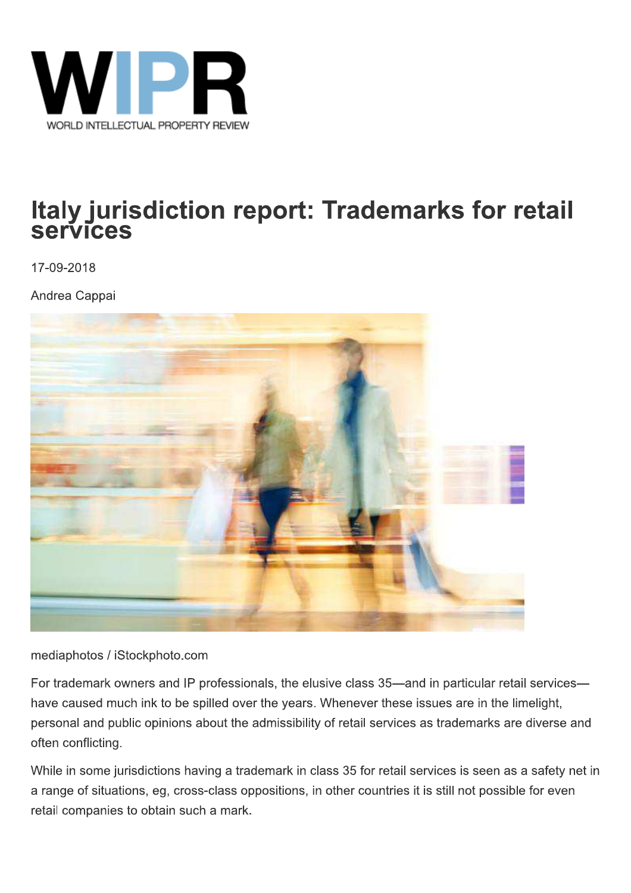# Italy jurisdiction report: Trademarks for retail services

17-09-2018

Andrea Cappai

mediaphotos / iStockphoto.com

For trademark owners and IP professionals, the elusive class 35—and in particular retail services—have caused much ink to be spilled over the years. Whenever these issues are in the limelight, personal and public opinions about the admissibility of retail services as trademarks are diverse and often conflicting.

While in some jurisdictions having a trademark in class 35 for retail services is seen as a safety net in a range of situations, eg, cross-class oppositions, in other countries it is still not possible for even retail companies to obtain such a mark.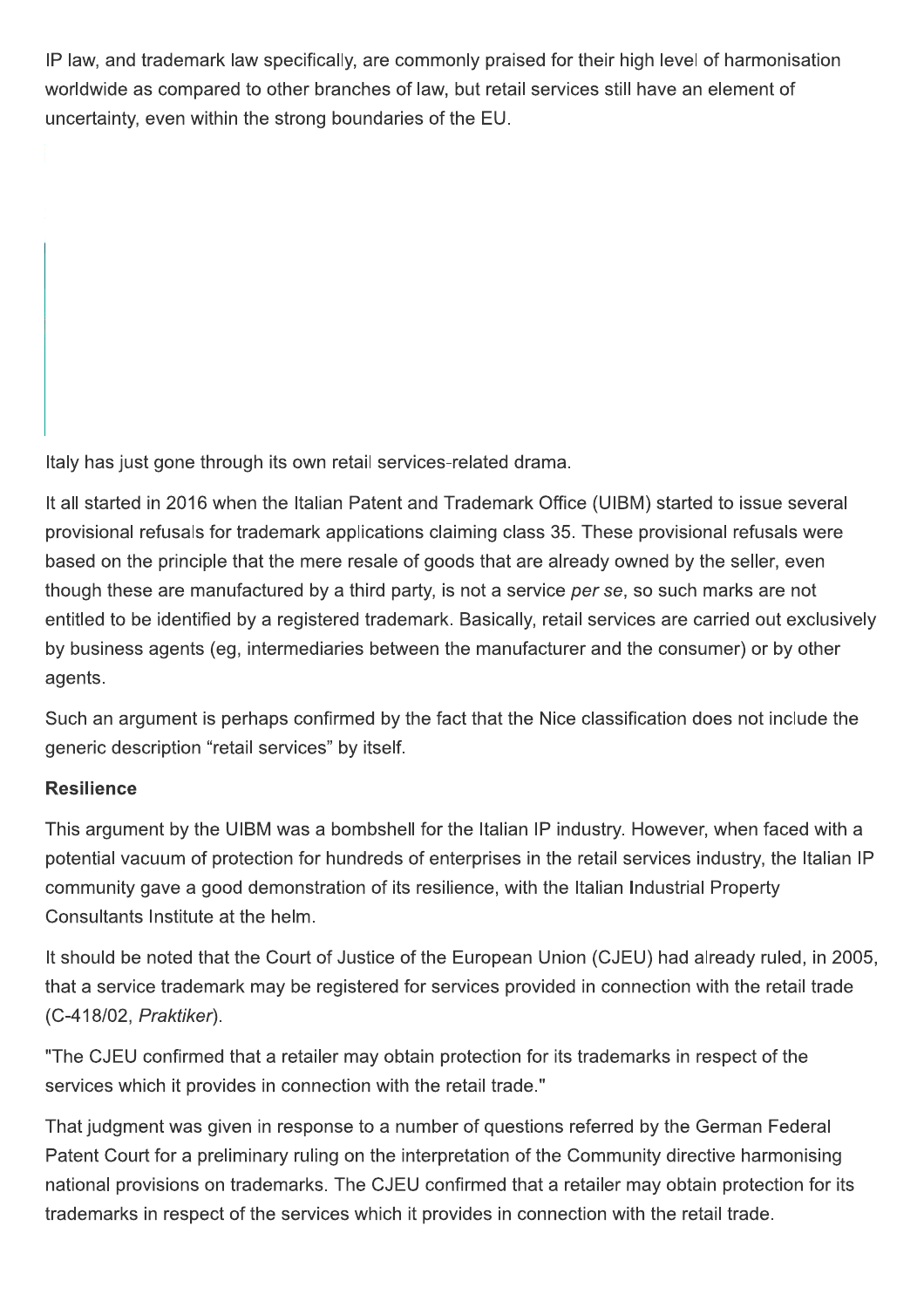IP law, and trademark law specifically, are commonly praised for their high level of harmonisation worldwide as compared to other branches of law, but retail services still have an element of uncertainty, even within the strong boundaries of the EU.

Italy has just gone through its own retail services-related drama.

It all started in 2016 when the Italian Patent and Trademark Office (UIBM) started to issue several provisional refusals for trademark applications claiming class 35. These provisional refusals were based on the principle that the mere resale of goods that are already owned by the seller, even though these are manufactured by a third party, is not a service *per se*, so such marks are not entitled to be identified by a registered trademark. Basically, retail services are carried out exclusively by business agents (eg, intermediaries between the manufacturer and the consumer) or by other agents.

Such an argument is perhaps confirmed by the fact that the Nice classification does not include the generic description "retail services" by itself.

**Resilience**

This argument by the UIBM was a bombshell for the Italian IP industry. However, when faced with a potential vacuum of protection for hundreds of enterprises in the retail services industry, the Italian IP community gave a good demonstration of its resilience, with the Italian Industrial Property Consultants Institute at the helm.

It should be noted that the Court of Justice of the European Union (CJEU) had already ruled, in 2005, that a service trademark may be registered for services provided in connection with the retail trade (C-418/02, *Praktiker*).

"The CJEU confirmed that a retailer may obtain protection for its trademarks in respect of the services which it provides in connection with the retail trade."

That judgment was given in response to a number of questions referred by the German Federal Patent Court for a preliminary ruling on the interpretation of the Community directive harmonising national provisions on trademarks. The CJEU confirmed that a retailer may obtain protection for its trademarks in respect of the services which it provides in connection with the retail trade.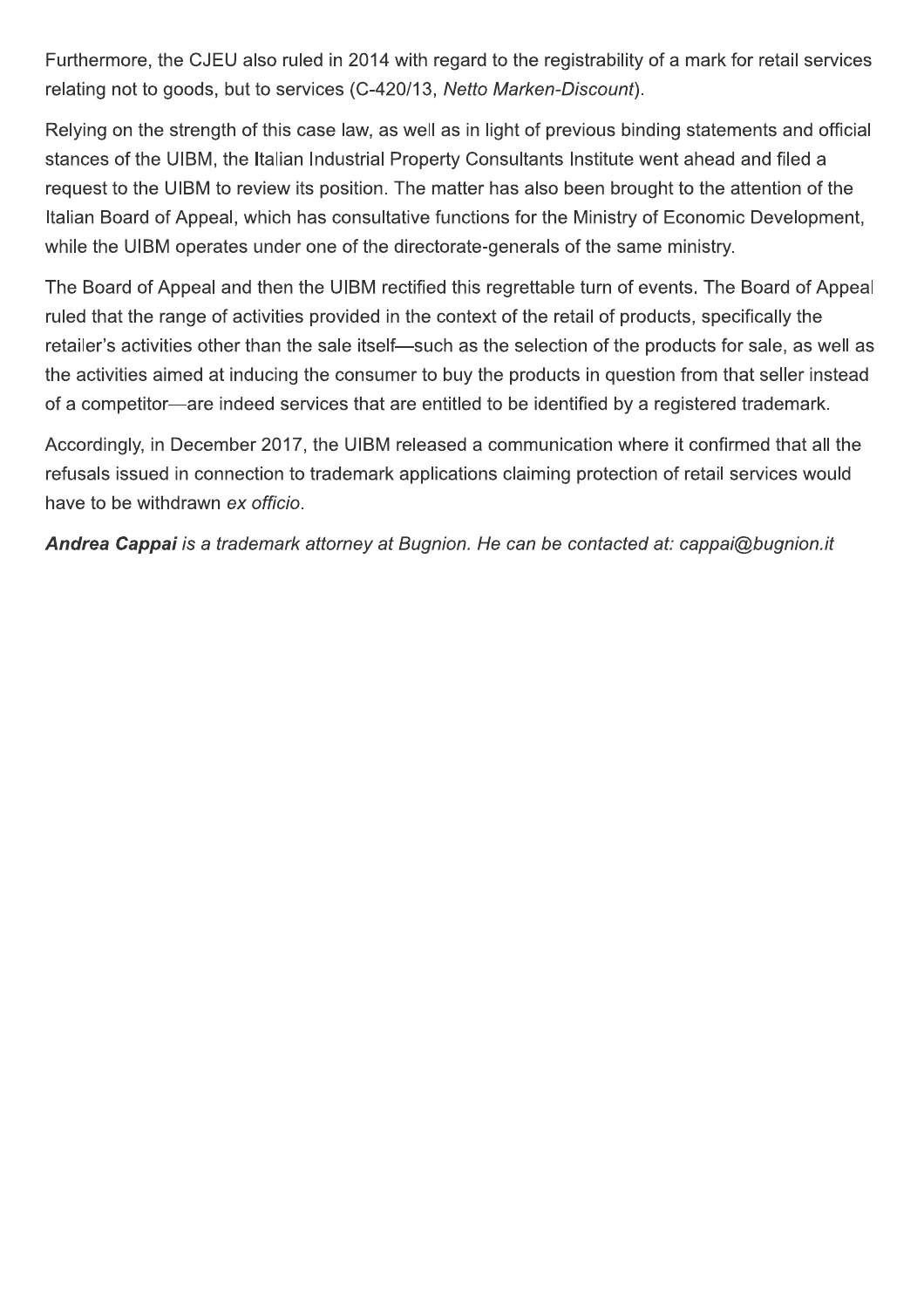Furthermore, the CJEU also ruled in 2014 with regard to the registrability of a mark for retail services relating not to goods, but to services (C-420/13, *Netto Marken-Discount*).

Relying on the strength of this case law, as well as in light of previous binding statements and official stances of the UIBM, the Italian Industrial Property Consultants Institute went ahead and filed a request to the UIBM to review its position. The matter has also been brought to the attention of the Italian Board of Appeal, which has consultative functions for the Ministry of Economic Development, while the UIBM operates under one of the directorate-generals of the same ministry.

The Board of Appeal and then the UIBM rectified this regrettable turn of events. The Board of Appeal ruled that the range of activities provided in the context of the retail of products, specifically the retailer's activities other than the sale itself—such as the selection of the products for sale, as well as the activities aimed at inducing the consumer to buy the products in question from that seller instead of a competitor—are indeed services that are entitled to be identified by a registered trademark.

Accordingly, in December 2017, the UIBM released a communication where it confirmed that all the refusals issued in connection to trademark applications claiming protection of retail services would have to be withdrawn *ex officio*.

***Andrea Cappai*** *is a trademark attorney at Bugnion. He can be contacted at: cappai@bugnion.it*